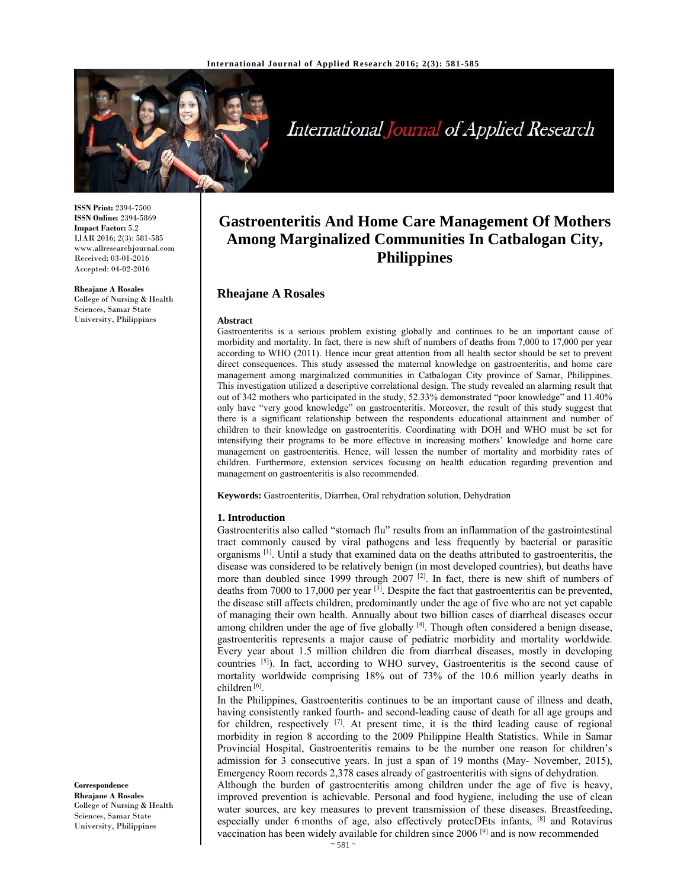ISSN Print: 2394-7500
ISSN Online: 2394-5869
Impact Factor: 5.2
IJAR 2016; 2(3): 581-585
www.allresearchjournal.com
Received: 03-01-2016
Accepted: 04-02-2016

**Rheajane A Rosales**
College of Nursing & Health Sciences, Samar State University, Philippines

**Correspondence**
**Rheajane A Rosales**
College of Nursing & Health Sciences, Samar State University, Philippines

# Gastroenteritis And Home Care Management Of Mothers Among Marginalized Communities In Catbalogan City, Philippines

## Rheajane A Rosales

**Abstract**
Gastroenteritis is a serious problem existing globally and continues to be an important cause of morbidity and mortality. In fact, there is new shift of numbers of deaths from 7,000 to 17,000 per year according to WHO (2011). Hence incur great attention from all health sector should be set to prevent direct consequences. This study assessed the maternal knowledge on gastroenteritis, and home care management among marginalized communities in Catbalogan City province of Samar, Philippines. This investigation utilized a descriptive correlational design. The study revealed an alarming result that out of 342 mothers who participated in the study, 52.33% demonstrated "poor knowledge" and 11.40% only have "very good knowledge" on gastroenteritis. Moreover, the result of this study suggest that there is a significant relationship between the respondents educational attainment and number of children to their knowledge on gastroenteritis. Coordinating with DOH and WHO must be set for intensifying their programs to be more effective in increasing mothers' knowledge and home care management on gastroenteritis. Hence, will lessen the number of mortality and morbidity rates of children. Furthermore, extension services focusing on health education regarding prevention and management on gastroenteritis is also recommended.

**Keywords:** Gastroenteritis, Diarrhea, Oral rehydration solution, Dehydration

### 1. Introduction

Gastroenteritis also called "stomach flu" results from an inflammation of the gastrointestinal tract commonly caused by viral pathogens and less frequently by bacterial or parasitic organisms [1]. Until a study that examined data on the deaths attributed to gastroenteritis, the disease was considered to be relatively benign (in most developed countries), but deaths have more than doubled since 1999 through 2007 [2]. In fact, there is new shift of numbers of deaths from 7000 to 17,000 per year [3]. Despite the fact that gastroenteritis can be prevented, the disease still affects children, predominantly under the age of five who are not yet capable of managing their own health. Annually about two billion cases of diarrheal diseases occur among children under the age of five globally [4]. Though often considered a benign disease, gastroenteritis represents a major cause of pediatric morbidity and mortality worldwide. Every year about 1.5 million children die from diarrheal diseases, mostly in developing countries [5]). In fact, according to WHO survey, Gastroenteritis is the second cause of mortality worldwide comprising 18% out of 73% of the 10.6 million yearly deaths in children [6].

In the Philippines, Gastroenteritis continues to be an important cause of illness and death, having consistently ranked fourth- and second-leading cause of death for all age groups and for children, respectively [7]. At present time, it is the third leading cause of regional morbidity in region 8 according to the 2009 Philippine Health Statistics. While in Samar Provincial Hospital, Gastroenteritis remains to be the number one reason for children's admission for 3 consecutive years. In just a span of 19 months (May- November, 2015), Emergency Room records 2,378 cases already of gastroenteritis with signs of dehydration.

Although the burden of gastroenteritis among children under the age of five is heavy, improved prevention is achievable. Personal and food hygiene, including the use of clean water sources, are key measures to prevent transmission of these diseases. Breastfeeding, especially under 6 months of age, also effectively protecDEts infants, [8] and Rotavirus vaccination has been widely available for children since 2006 [9] and is now recommended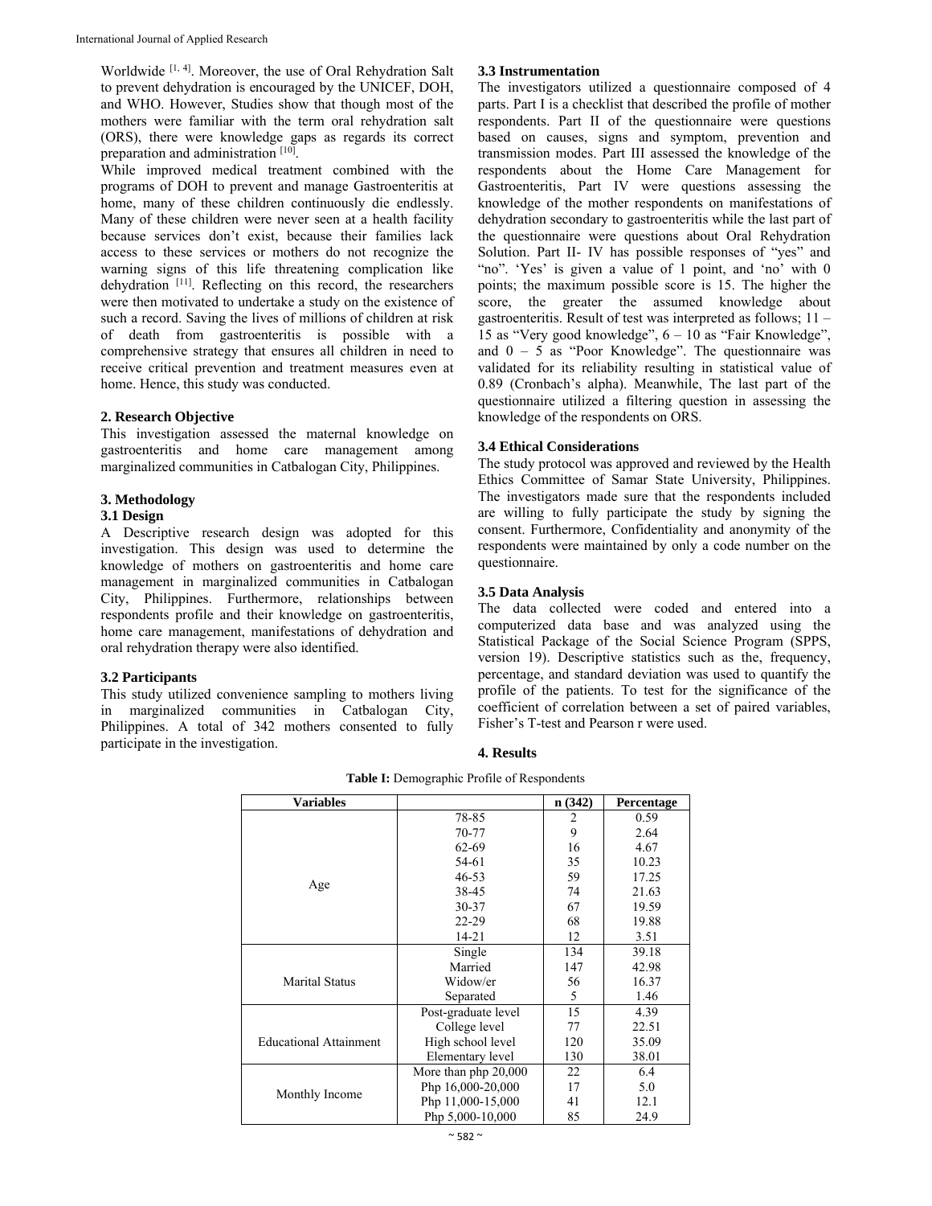Worldwide [1, 4]. Moreover, the use of Oral Rehydration Salt to prevent dehydration is encouraged by the UNICEF, DOH, and WHO. However, Studies show that though most of the mothers were familiar with the term oral rehydration salt (ORS), there were knowledge gaps as regards its correct preparation and administration [10].

While improved medical treatment combined with the programs of DOH to prevent and manage Gastroenteritis at home, many of these children continuously die endlessly. Many of these children were never seen at a health facility because services don't exist, because their families lack access to these services or mothers do not recognize the warning signs of this life threatening complication like dehydration [11]. Reflecting on this record, the researchers were then motivated to undertake a study on the existence of such a record. Saving the lives of millions of children at risk of death from gastroenteritis is possible with a comprehensive strategy that ensures all children in need to receive critical prevention and treatment measures even at home. Hence, this study was conducted.

## 2. Research Objective

This investigation assessed the maternal knowledge on gastroenteritis and home care management among marginalized communities in Catbalogan City, Philippines.

## 3. Methodology

### 3.1 Design

A Descriptive research design was adopted for this investigation. This design was used to determine the knowledge of mothers on gastroenteritis and home care management in marginalized communities in Catbalogan City, Philippines. Furthermore, relationships between respondents profile and their knowledge on gastroenteritis, home care management, manifestations of dehydration and oral rehydration therapy were also identified.

### 3.2 Participants

This study utilized convenience sampling to mothers living in marginalized communities in Catbalogan City, Philippines. A total of 342 mothers consented to fully participate in the investigation.

### 3.3 Instrumentation

The investigators utilized a questionnaire composed of 4 parts. Part I is a checklist that described the profile of mother respondents. Part II of the questionnaire were questions based on causes, signs and symptom, prevention and transmission modes. Part III assessed the knowledge of the respondents about the Home Care Management for Gastroenteritis, Part IV were questions assessing the knowledge of the mother respondents on manifestations of dehydration secondary to gastroenteritis while the last part of the questionnaire were questions about Oral Rehydration Solution. Part II- IV has possible responses of "yes" and "no". 'Yes' is given a value of 1 point, and 'no' with 0 points; the maximum possible score is 15. The higher the score, the greater the assumed knowledge about gastroenteritis. Result of test was interpreted as follows; 11 – 15 as "Very good knowledge", 6 – 10 as "Fair Knowledge", and 0 – 5 as "Poor Knowledge". The questionnaire was validated for its reliability resulting in statistical value of 0.89 (Cronbach's alpha). Meanwhile, The last part of the questionnaire utilized a filtering question in assessing the knowledge of the respondents on ORS.

### 3.4 Ethical Considerations

The study protocol was approved and reviewed by the Health Ethics Committee of Samar State University, Philippines. The investigators made sure that the respondents included are willing to fully participate the study by signing the consent. Furthermore, Confidentiality and anonymity of the respondents were maintained by only a code number on the questionnaire.

### 3.5 Data Analysis

The data collected were coded and entered into a computerized data base and was analyzed using the Statistical Package of the Social Science Program (SPPS, version 19). Descriptive statistics such as the, frequency, percentage, and standard deviation was used to quantify the profile of the patients. To test for the significance of the coefficient of correlation between a set of paired variables, Fisher's T-test and Pearson r were used.

## 4. Results

**Table I:** Demographic Profile of Respondents

| Variables | | n (342) | Percentage |
|---|---|---|---|
| Age | 78-85 | 2 | 0.59 |
| | 70-77 | 9 | 2.64 |
| | 62-69 | 16 | 4.67 |
| | 54-61 | 35 | 10.23 |
| | 46-53 | 59 | 17.25 |
| | 38-45 | 74 | 21.63 |
| | 30-37 | 67 | 19.59 |
| | 22-29 | 68 | 19.88 |
| | 14-21 | 12 | 3.51 |
| Marital Status | Single | 134 | 39.18 |
| | Married | 147 | 42.98 |
| | Widow/er | 56 | 16.37 |
| | Separated | 5 | 1.46 |
| Educational Attainment | Post-graduate level | 15 | 4.39 |
| | College level | 77 | 22.51 |
| | High school level | 120 | 35.09 |
| | Elementary level | 130 | 38.01 |
| Monthly Income | More than php 20,000 | 22 | 6.4 |
| | Php 16,000-20,000 | 17 | 5.0 |
| | Php 11,000-15,000 | 41 | 12.1 |
| | Php 5,000-10,000 | 85 | 24.9 |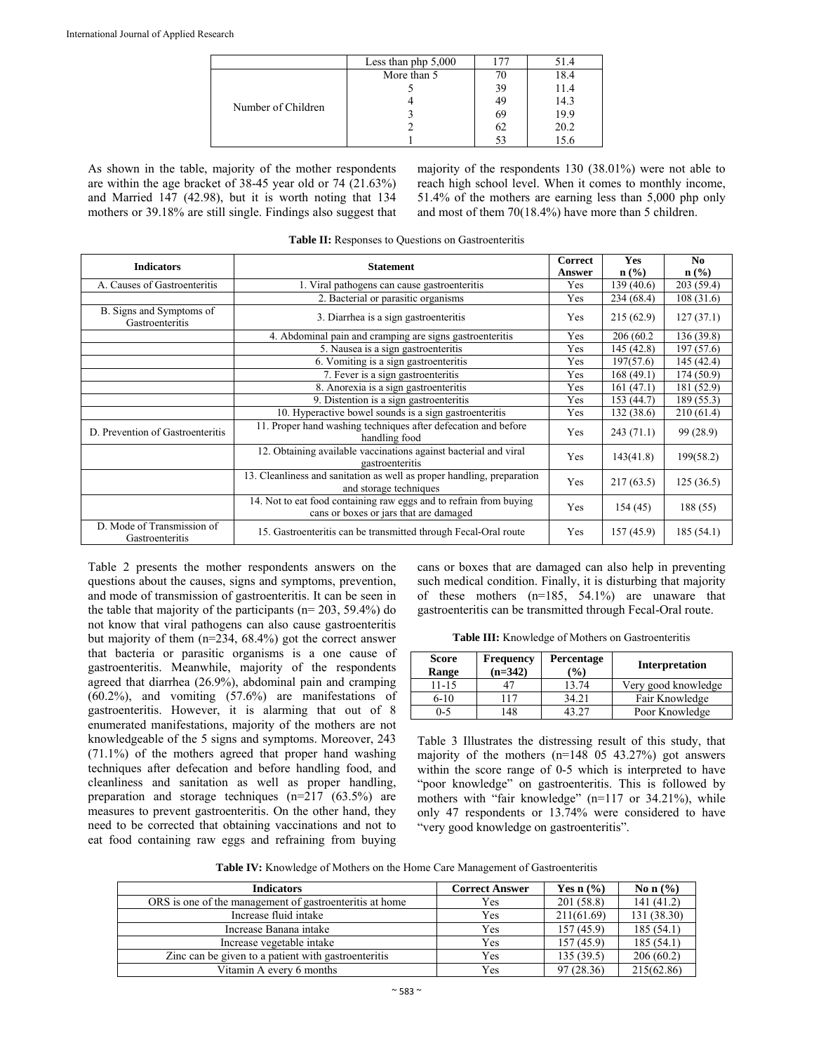| | Less than php 5,000 | 177 | 51.4 |
|---|---|---|---|
| Number of Children | More than 5 | 70 | 18.4 |
| | 5 | 39 | 11.4 |
| | 4 | 49 | 14.3 |
| | 3 | 69 | 19.9 |
| | 2 | 62 | 20.2 |
| | 1 | 53 | 15.6 |

As shown in the table, majority of the mother respondents are within the age bracket of 38-45 year old or 74 (21.63%) and Married 147 (42.98), but it is worth noting that 134 mothers or 39.18% are still single. Findings also suggest that majority of the respondents 130 (38.01%) were not able to reach high school level. When it comes to monthly income, 51.4% of the mothers are earning less than 5,000 php only and most of them 70(18.4%) have more than 5 children.

**Table II:** Responses to Questions on Gastroenteritis

| Indicators | Statement | Correct Answer | Yes n (%) | No n (%) |
|---|---|---|---|---|
| A. Causes of Gastroenteritis | 1. Viral pathogens can cause gastroenteritis | Yes | 139 (40.6) | 203 (59.4) |
| | 2. Bacterial or parasitic organisms | Yes | 234 (68.4) | 108 (31.6) |
| B. Signs and Symptoms of Gastroenteritis | 3. Diarrhea is a sign gastroenteritis | Yes | 215 (62.9) | 127 (37.1) |
| | 4. Abdominal pain and cramping are signs gastroenteritis | Yes | 206 (60.2 | 136 (39.8) |
| | 5. Nausea is a sign gastroenteritis | Yes | 145 (42.8) | 197 (57.6) |
| | 6. Vomiting is a sign gastroenteritis | Yes | 197(57.6) | 145 (42.4) |
| | 7. Fever is a sign gastroenteritis | Yes | 168 (49.1) | 174 (50.9) |
| | 8. Anorexia is a sign gastroenteritis | Yes | 161 (47.1) | 181 (52.9) |
| | 9. Distention is a sign gastroenteritis | Yes | 153 (44.7) | 189 (55.3) |
| | 10. Hyperactive bowel sounds is a sign gastroenteritis | Yes | 132 (38.6) | 210 (61.4) |
| D. Prevention of Gastroenteritis | 11. Proper hand washing techniques after defecation and before handling food | Yes | 243 (71.1) | 99 (28.9) |
| | 12. Obtaining available vaccinations against bacterial and viral gastroenteritis | Yes | 143(41.8) | 199(58.2) |
| | 13. Cleanliness and sanitation as well as proper handling, preparation and storage techniques | Yes | 217 (63.5) | 125 (36.5) |
| | 14. Not to eat food containing raw eggs and to refrain from buying cans or boxes or jars that are damaged | Yes | 154 (45) | 188 (55) |
| D. Mode of Transmission of Gastroenteritis | 15. Gastroenteritis can be transmitted through Fecal-Oral route | Yes | 157 (45.9) | 185 (54.1) |

Table 2 presents the mother respondents answers on the questions about the causes, signs and symptoms, prevention, and mode of transmission of gastroenteritis. It can be seen in the table that majority of the participants (n= 203, 59.4%) do not know that viral pathogens can also cause gastroenteritis but majority of them (n=234, 68.4%) got the correct answer that bacteria or parasitic organisms is a one cause of gastroenteritis. Meanwhile, majority of the respondents agreed that diarrhea (26.9%), abdominal pain and cramping (60.2%), and vomiting (57.6%) are manifestations of gastroenteritis. However, it is alarming that out of 8 enumerated manifestations, majority of the mothers are not knowledgeable of the 5 signs and symptoms. Moreover, 243 (71.1%) of the mothers agreed that proper hand washing techniques after defecation and before handling food, and cleanliness and sanitation as well as proper handling, preparation and storage techniques (n=217 (63.5%) are measures to prevent gastroenteritis. On the other hand, they need to be corrected that obtaining vaccinations and not to eat food containing raw eggs and refraining from buying cans or boxes that are damaged can also help in preventing such medical condition. Finally, it is disturbing that majority of these mothers (n=185, 54.1%) are unaware that gastroenteritis can be transmitted through Fecal-Oral route.

**Table III:** Knowledge of Mothers on Gastroenteritis

| Score Range | Frequency (n=342) | Percentage (%) | Interpretation |
|---|---|---|---|
| 11-15 | 47 | 13.74 | Very good knowledge |
| 6-10 | 117 | 34.21 | Fair Knowledge |
| 0-5 | 148 | 43.27 | Poor Knowledge |

Table 3 Illustrates the distressing result of this study, that majority of the mothers (n=148 05 43.27%) got answers within the score range of 0-5 which is interpreted to have "poor knowledge" on gastroenteritis. This is followed by mothers with "fair knowledge" (n=117 or 34.21%), while only 47 respondents or 13.74% were considered to have "very good knowledge on gastroenteritis".

**Table IV:** Knowledge of Mothers on the Home Care Management of Gastroenteritis

| Indicators | Correct Answer | Yes n (%) | No n (%) |
|---|---|---|---|
| ORS is one of the management of gastroenteritis at home | Yes | 201 (58.8) | 141 (41.2) |
| Increase fluid intake | Yes | 211(61.69) | 131 (38.30) |
| Increase Banana intake | Yes | 157 (45.9) | 185 (54.1) |
| Increase vegetable intake | Yes | 157 (45.9) | 185 (54.1) |
| Zinc can be given to a patient with gastroenteritis | Yes | 135 (39.5) | 206 (60.2) |
| Vitamin A every 6 months | Yes | 97 (28.36) | 215(62.86) |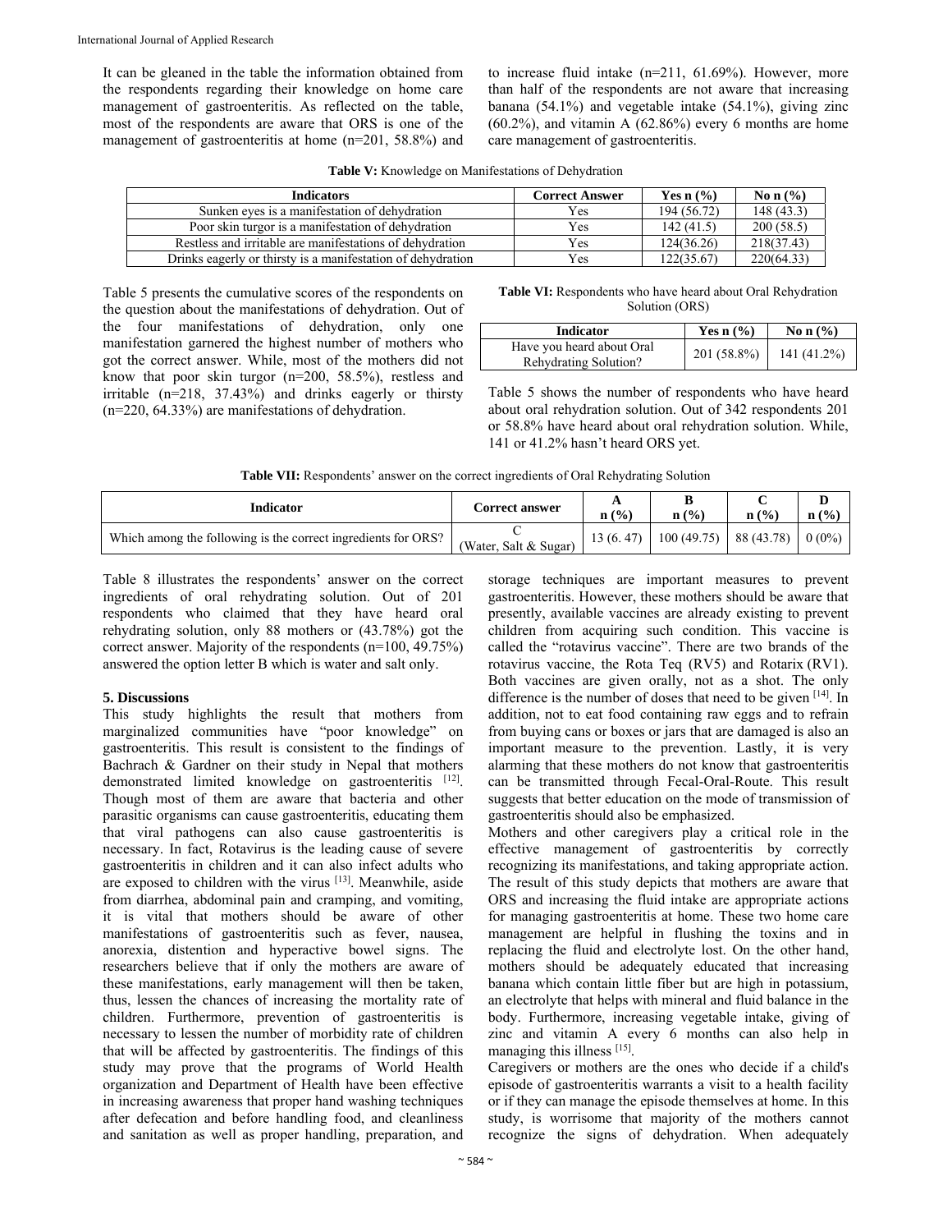It can be gleaned in the table the information obtained from the respondents regarding their knowledge on home care management of gastroenteritis. As reflected on the table, most of the respondents are aware that ORS is one of the management of gastroenteritis at home (n=201, 58.8%) and to increase fluid intake (n=211, 61.69%). However, more than half of the respondents are not aware that increasing banana (54.1%) and vegetable intake (54.1%), giving zinc (60.2%), and vitamin A (62.86%) every 6 months are home care management of gastroenteritis.

**Table V:** Knowledge on Manifestations of Dehydration

| Indicators | Correct Answer | Yes n (%) | No n (%) |
|---|---|---|---|
| Sunken eyes is a manifestation of dehydration | Yes | 194 (56.72) | 148 (43.3) |
| Poor skin turgor is a manifestation of dehydration | Yes | 142 (41.5) | 200 (58.5) |
| Restless and irritable are manifestations of dehydration | Yes | 124(36.26) | 218(37.43) |
| Drinks eagerly or thirsty is a manifestation of dehydration | Yes | 122(35.67) | 220(64.33) |

Table 5 presents the cumulative scores of the respondents on the question about the manifestations of dehydration. Out of the four manifestations of dehydration, only one manifestation garnered the highest number of mothers who got the correct answer. While, most of the mothers did not know that poor skin turgor (n=200, 58.5%), restless and irritable (n=218, 37.43%) and drinks eagerly or thirsty (n=220, 64.33%) are manifestations of dehydration.

**Table VI:** Respondents who have heard about Oral Rehydration Solution (ORS)

| Indicator | Yes n (%) | No n (%) |
|---|---|---|
| Have you heard about Oral Rehydrating Solution? | 201 (58.8%) | 141 (41.2%) |

Table 5 shows the number of respondents who have heard about oral rehydration solution. Out of 342 respondents 201 or 58.8% have heard about oral rehydration solution. While, 141 or 41.2% hasn't heard ORS yet.

**Table VII:** Respondents' answer on the correct ingredients of Oral Rehydrating Solution

| Indicator | Correct answer | A n (%) | B n (%) | C n (%) | D n (%) |
|---|---|---|---|---|---|
| Which among the following is the correct ingredients for ORS? | C (Water, Salt & Sugar) | 13 (6. 47) | 100 (49.75) | 88 (43.78) | 0 (0%) |

Table 8 illustrates the respondents' answer on the correct ingredients of oral rehydrating solution. Out of 201 respondents who claimed that they have heard oral rehydrating solution, only 88 mothers or (43.78%) got the correct answer. Majority of the respondents (n=100, 49.75%) answered the option letter B which is water and salt only.

## 5. Discussions

This study highlights the result that mothers from marginalized communities have "poor knowledge" on gastroenteritis. This result is consistent to the findings of Bachrach & Gardner on their study in Nepal that mothers demonstrated limited knowledge on gastroenteritis [12]. Though most of them are aware that bacteria and other parasitic organisms can cause gastroenteritis, educating them that viral pathogens can also cause gastroenteritis is necessary. In fact, Rotavirus is the leading cause of severe gastroenteritis in children and it can also infect adults who are exposed to children with the virus [13]. Meanwhile, aside from diarrhea, abdominal pain and cramping, and vomiting, it is vital that mothers should be aware of other manifestations of gastroenteritis such as fever, nausea, anorexia, distention and hyperactive bowel signs. The researchers believe that if only the mothers are aware of these manifestations, early management will then be taken, thus, lessen the chances of increasing the mortality rate of children. Furthermore, prevention of gastroenteritis is necessary to lessen the number of morbidity rate of children that will be affected by gastroenteritis. The findings of this study may prove that the programs of World Health organization and Department of Health have been effective in increasing awareness that proper hand washing techniques after defecation and before handling food, and cleanliness and sanitation as well as proper handling, preparation, and storage techniques are important measures to prevent gastroenteritis. However, these mothers should be aware that presently, available vaccines are already existing to prevent children from acquiring such condition. This vaccine is called the "rotavirus vaccine". There are two brands of the rotavirus vaccine, the Rota Teq (RV5) and Rotarix (RV1). Both vaccines are given orally, not as a shot. The only difference is the number of doses that need to be given [14]. In addition, not to eat food containing raw eggs and to refrain from buying cans or boxes or jars that are damaged is also an important measure to the prevention. Lastly, it is very alarming that these mothers do not know that gastroenteritis can be transmitted through Fecal-Oral-Route. This result suggests that better education on the mode of transmission of gastroenteritis should also be emphasized.

Mothers and other caregivers play a critical role in the effective management of gastroenteritis by correctly recognizing its manifestations, and taking appropriate action. The result of this study depicts that mothers are aware that ORS and increasing the fluid intake are appropriate actions for managing gastroenteritis at home. These two home care management are helpful in flushing the toxins and in replacing the fluid and electrolyte lost. On the other hand, mothers should be adequately educated that increasing banana which contain little fiber but are high in potassium, an electrolyte that helps with mineral and fluid balance in the body. Furthermore, increasing vegetable intake, giving of zinc and vitamin A every 6 months can also help in managing this illness [15].

Caregivers or mothers are the ones who decide if a child's episode of gastroenteritis warrants a visit to a health facility or if they can manage the episode themselves at home. In this study, is worrisome that majority of the mothers cannot recognize the signs of dehydration. When adequately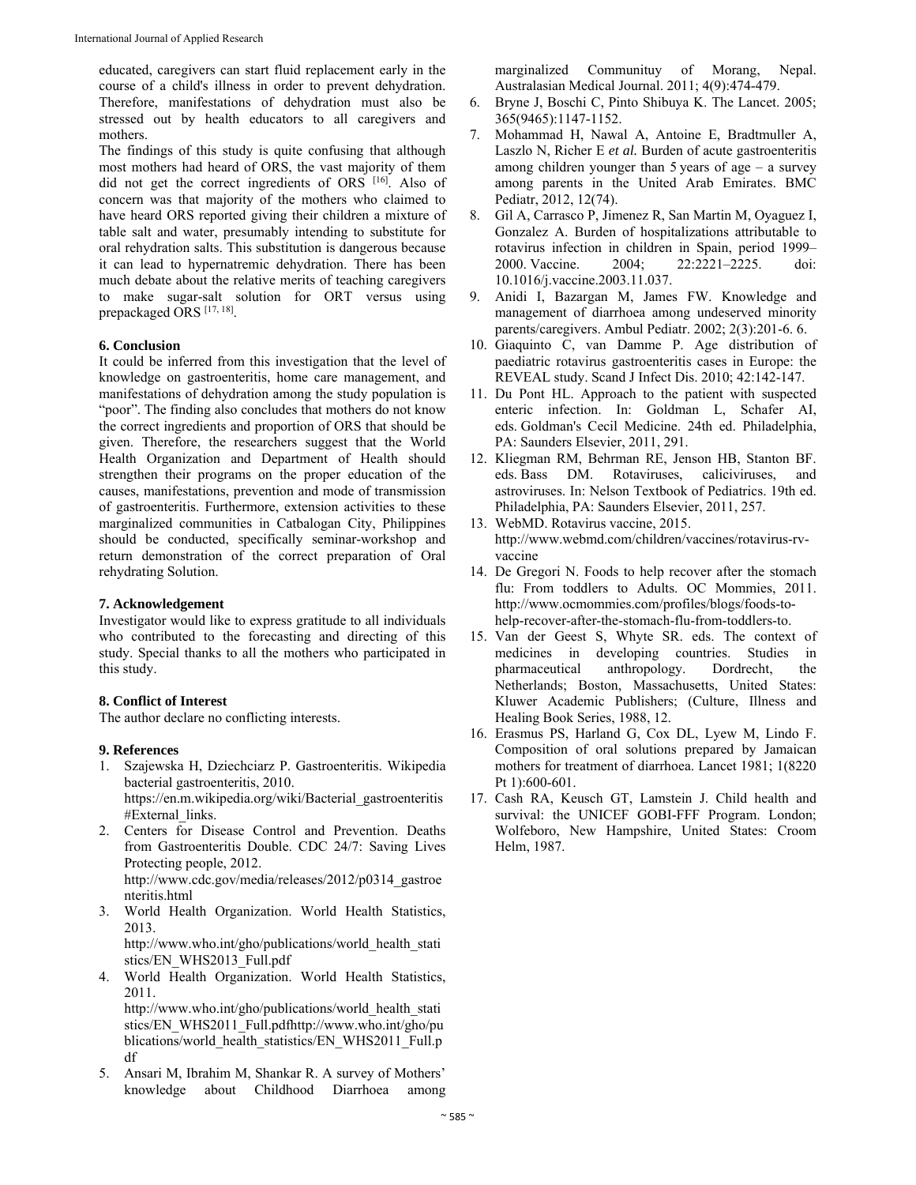educated, caregivers can start fluid replacement early in the course of a child's illness in order to prevent dehydration. Therefore, manifestations of dehydration must also be stressed out by health educators to all caregivers and mothers.

The findings of this study is quite confusing that although most mothers had heard of ORS, the vast majority of them did not get the correct ingredients of ORS [16]. Also of concern was that majority of the mothers who claimed to have heard ORS reported giving their children a mixture of table salt and water, presumably intending to substitute for oral rehydration salts. This substitution is dangerous because it can lead to hypernatremic dehydration. There has been much debate about the relative merits of teaching caregivers to make sugar-salt solution for ORT versus using prepackaged ORS [17, 18].

## 6. Conclusion

It could be inferred from this investigation that the level of knowledge on gastroenteritis, home care management, and manifestations of dehydration among the study population is "poor". The finding also concludes that mothers do not know the correct ingredients and proportion of ORS that should be given. Therefore, the researchers suggest that the World Health Organization and Department of Health should strengthen their programs on the proper education of the causes, manifestations, prevention and mode of transmission of gastroenteritis. Furthermore, extension activities to these marginalized communities in Catbalogan City, Philippines should be conducted, specifically seminar-workshop and return demonstration of the correct preparation of Oral rehydrating Solution.

## 7. Acknowledgement

Investigator would like to express gratitude to all individuals who contributed to the forecasting and directing of this study. Special thanks to all the mothers who participated in this study.

## 8. Conflict of Interest

The author declare no conflicting interests.

## 9. References

1. Szajewska H, Dziechciarz P. Gastroenteritis. Wikipedia bacterial gastroenteritis, 2010. https://en.m.wikipedia.org/wiki/Bacterial_gastroenteritis #External_links.
2. Centers for Disease Control and Prevention. Deaths from Gastroenteritis Double. CDC 24/7: Saving Lives Protecting people, 2012. http://www.cdc.gov/media/releases/2012/p0314_gastroenteritis.html
3. World Health Organization. World Health Statistics, 2013. http://www.who.int/gho/publications/world_health_statistics/EN_WHS2013_Full.pdf
4. World Health Organization. World Health Statistics, 2011. http://www.who.int/gho/publications/world_health_statistics/EN_WHS2011_Full.pdfhttp://www.who.int/gho/publications/world_health_statistics/EN_WHS2011_Full.pdf
5. Ansari M, Ibrahim M, Shankar R. A survey of Mothers' knowledge about Childhood Diarrhoea among marginalized Communituy of Morang, Nepal. Australasian Medical Journal. 2011; 4(9):474-479.
6. Bryne J, Boschi C, Pinto Shibuya K. The Lancet. 2005; 365(9465):1147-1152.
7. Mohammad H, Nawal A, Antoine E, Bradtmuller A, Laszlo N, Richer E *et al.* Burden of acute gastroenteritis among children younger than 5 years of age – a survey among parents in the United Arab Emirates. BMC Pediatr, 2012, 12(74).
8. Gil A, Carrasco P, Jimenez R, San Martin M, Oyaguez I, Gonzalez A. Burden of hospitalizations attributable to rotavirus infection in children in Spain, period 1999–2000. Vaccine. 2004; 22:2221–2225. doi: 10.1016/j.vaccine.2003.11.037.
9. Anidi I, Bazargan M, James FW. Knowledge and management of diarrhoea among undeserved minority parents/caregivers. Ambul Pediatr. 2002; 2(3):201-6. 6.
10. Giaquinto C, van Damme P. Age distribution of paediatric rotavirus gastroenteritis cases in Europe: the REVEAL study. Scand J Infect Dis. 2010; 42:142-147.
11. Du Pont HL. Approach to the patient with suspected enteric infection. In: Goldman L, Schafer AI, eds. Goldman's Cecil Medicine. 24th ed. Philadelphia, PA: Saunders Elsevier, 2011, 291.
12. Kliegman RM, Behrman RE, Jenson HB, Stanton BF. eds. Bass DM. Rotaviruses, caliciviruses, and astroviruses. In: Nelson Textbook of Pediatrics. 19th ed. Philadelphia, PA: Saunders Elsevier, 2011, 257.
13. WebMD. Rotavirus vaccine, 2015. http://www.webmd.com/children/vaccines/rotavirus-rv-vaccine
14. De Gregori N. Foods to help recover after the stomach flu: From toddlers to Adults. OC Mommies, 2011. http://www.ocmommies.com/profiles/blogs/foods-to-help-recover-after-the-stomach-flu-from-toddlers-to.
15. Van der Geest S, Whyte SR. eds. The context of medicines in developing countries. Studies in pharmaceutical anthropology. Dordrecht, the Netherlands; Boston, Massachusetts, United States: Kluwer Academic Publishers; (Culture, Illness and Healing Book Series, 1988, 12.
16. Erasmus PS, Harland G, Cox DL, Lyew M, Lindo F. Composition of oral solutions prepared by Jamaican mothers for treatment of diarrhoea. Lancet 1981; 1(8220 Pt 1):600-601.
17. Cash RA, Keusch GT, Lamstein J. Child health and survival: the UNICEF GOBI-FFF Program. London; Wolfeboro, New Hampshire, United States: Croom Helm, 1987.